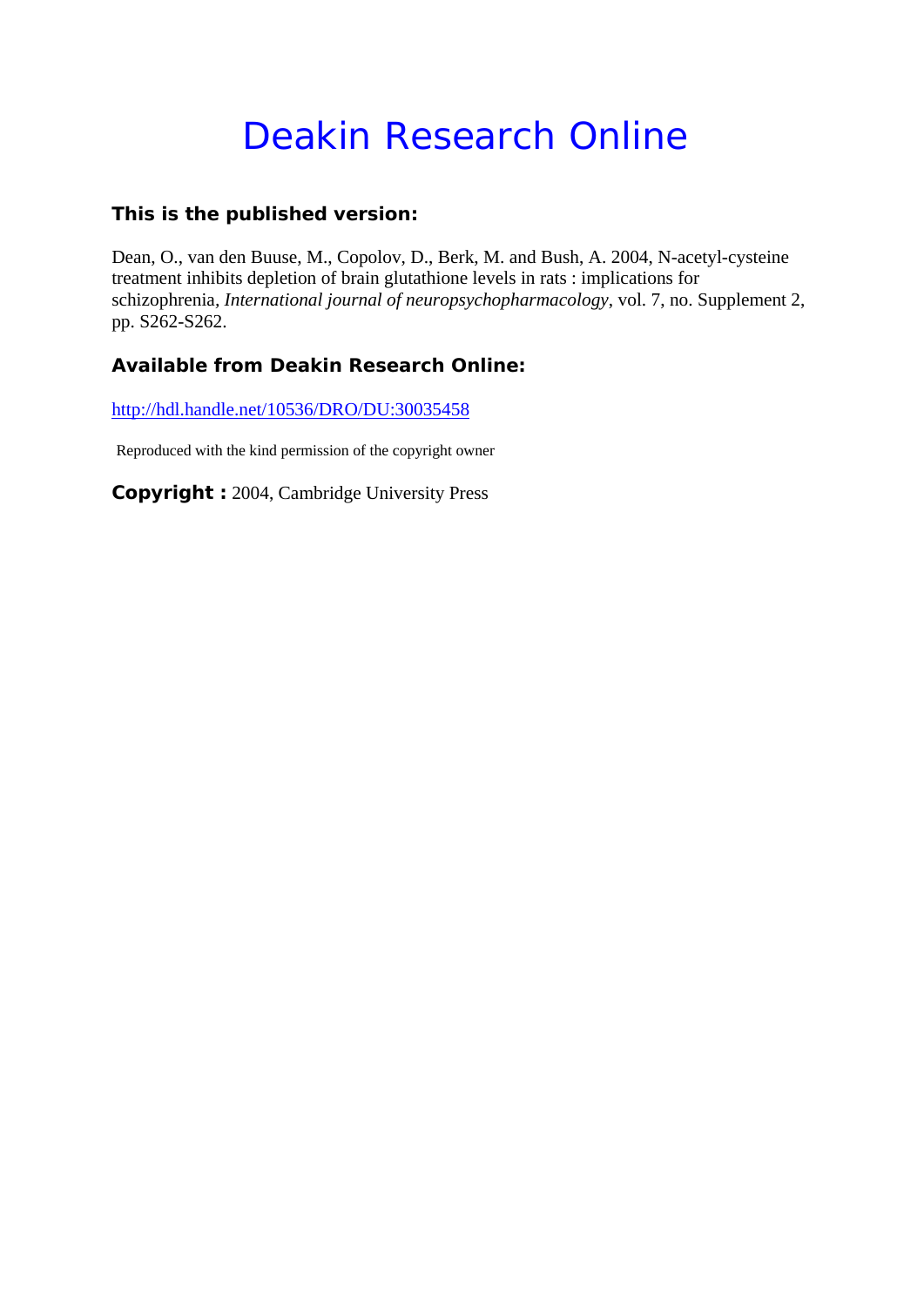# Deakin Research Online

## This is the published version:

Dean, O., van den Buuse, M., Copolov, D., Berk, M. and Bush, A. 2004, N-acetyl-cysteine treatment inhibits depletion of brain glutathione levels in rats : implications for schizophrenia, *International journal of neuropsychopharmacology*, vol. 7, no. Supplement 2, pp. S262-S262.

## Available from Deakin Research Online:

http://hdl.handle.net/10536/DRO/DU:30035458

Reproduced with the kind permission of the copyright owner

**Copyright :** 2004, Cambridge University Press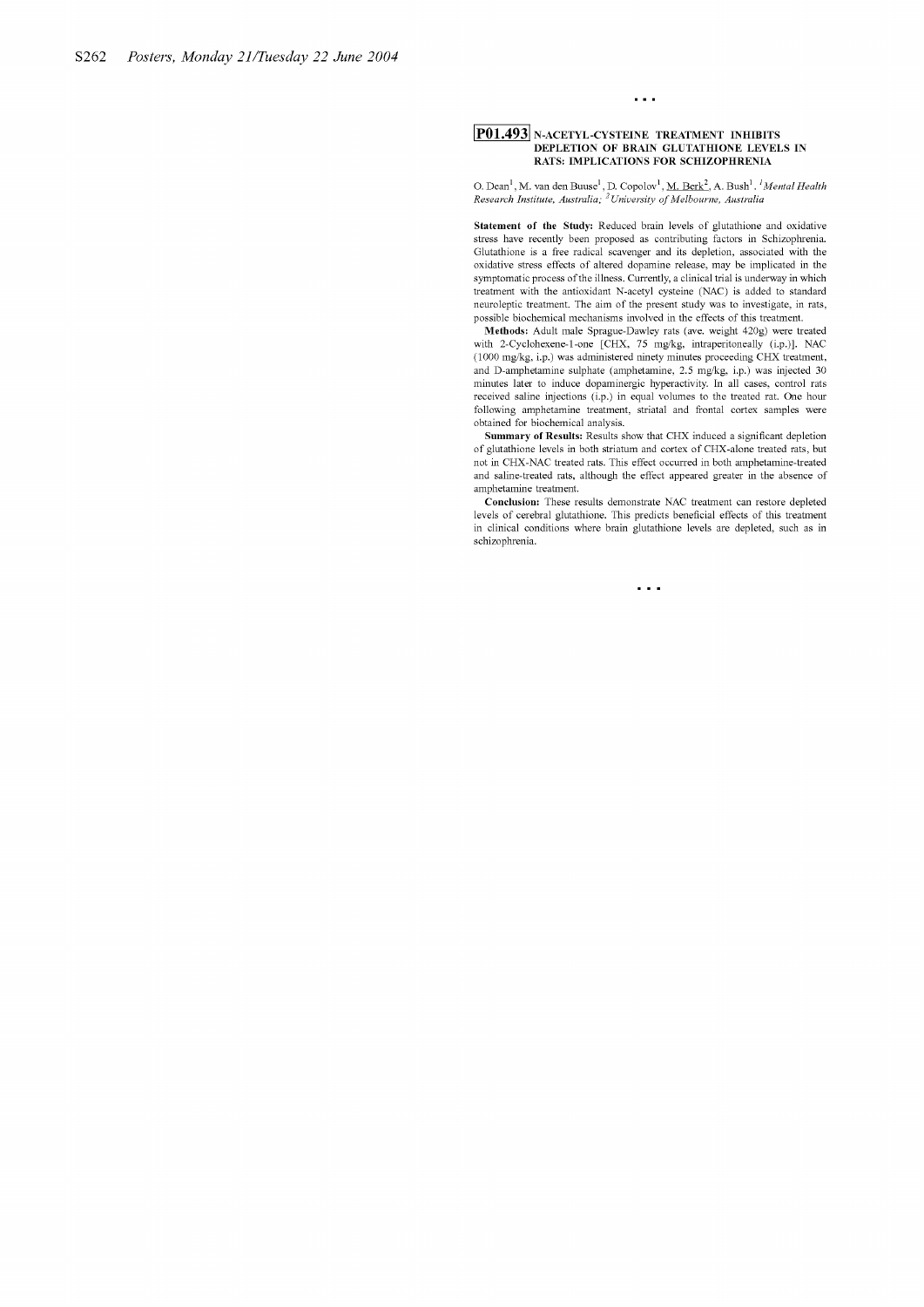. . .

## P01.493 N-ACETYL-CYSTEINE TREATMENT INHIBITS DEPLETION OF BRAIN GLUTATHIONE LEVELS IN RATS: IMPLICATIONS FOR SCHIZOPHRENIA

O. Dean[1], M. van den Buuse[1], D. Copolov[1], M. Berk[2], A. Bush[1]. [1]*Mental Health Research Institute, Australia;* [2]*University of Melbourne, Australia*

**Statement of the Study:** Reduced brain levels of glutathione and oxidative stress have recently been proposed as contributing factors in Schizophrenia. Glutathione is a free radical scavenger and its depletion, associated with the oxidative stress effects of altered dopamine release, may be implicated in the symptomatic process of the illness. Currently, a clinical trial is underway in which treatment with the antioxidant N-acetyl cysteine (NAC) is added to standard neuroleptic treatment. The aim of the present study was to investigate, in rats, possible biochemical mechanisms involved in the effects of this treatment.

**Methods:** Adult male Sprague-Dawley rats (ave. weight 420g) were treated with 2-Cyclohexene-1-one [CHX, 75 mg/kg, intraperitoneally (i.p.)]. NAC (1000 mg/kg, i.p.) was administered ninety minutes proceeding CHX treatment, and D-amphetamine sulphate (amphetamine, 2.5 mg/kg, i.p.) was injected 30 minutes later to induce dopaminergic hyperactivity. In all cases, control rats received saline injections (i.p.) in equal volumes to the treated rat. One hour following amphetamine treatment, striatal and frontal cortex samples were obtained for biochemical analysis.

**Summary of Results:** Results show that CHX induced a significant depletion of glutathione levels in both striatum and cortex of CHX-alone treated rats, but not in CHX-NAC treated rats. This effect occurred in both amphetamine-treated and saline-treated rats, although the effect appeared greater in the absence of amphetamine treatment.

**Conclusion:** These results demonstrate NAC treatment can restore depleted levels of cerebral glutathione. This predicts beneficial effects of this treatment in clinical conditions where brain glutathione levels are depleted, such as in schizophrenia.

. . .